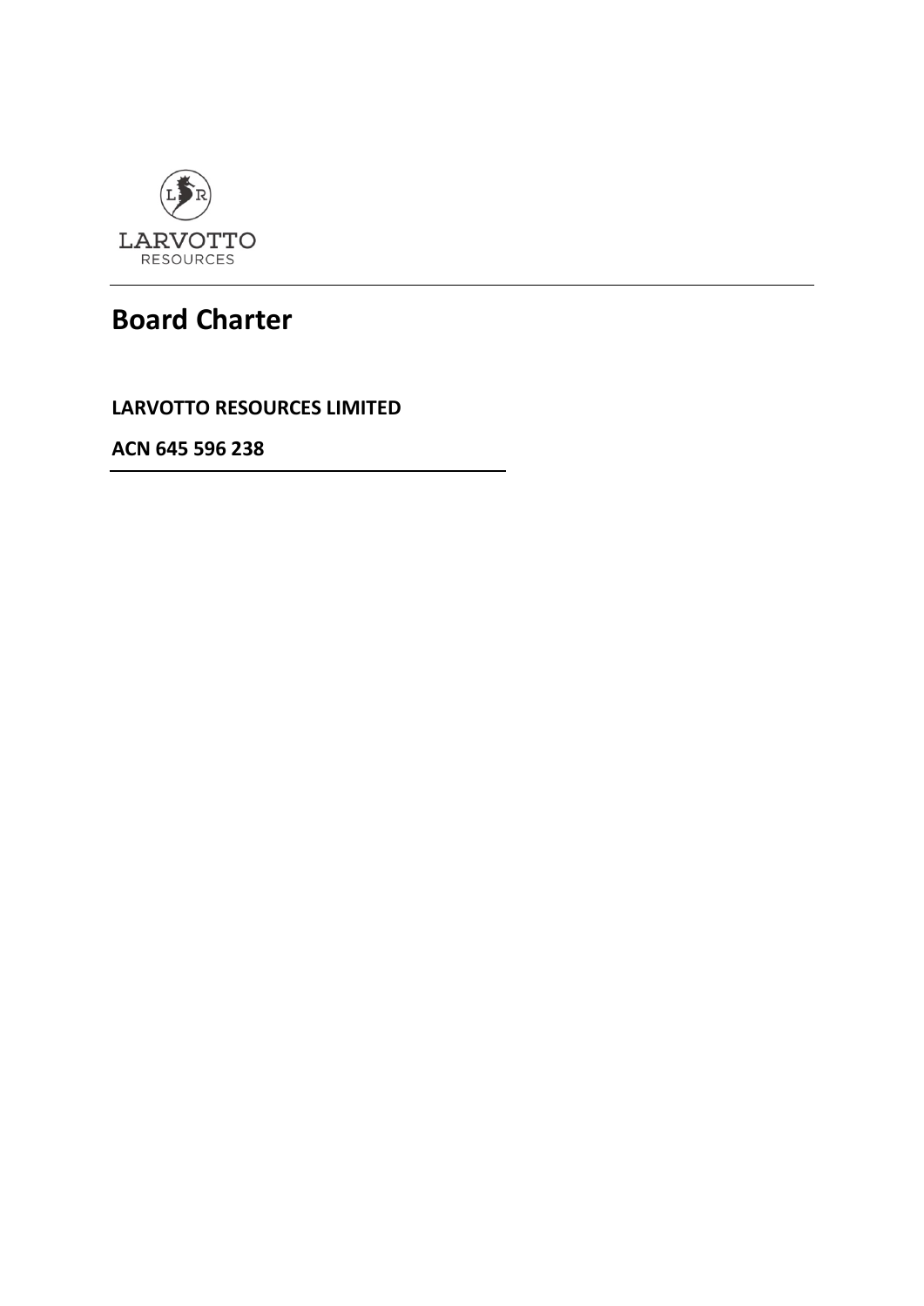LARVOTTO
RESOURCES

# Board Charter

**LARVOTTO RESOURCES LIMITED**

**ACN 645 596 238**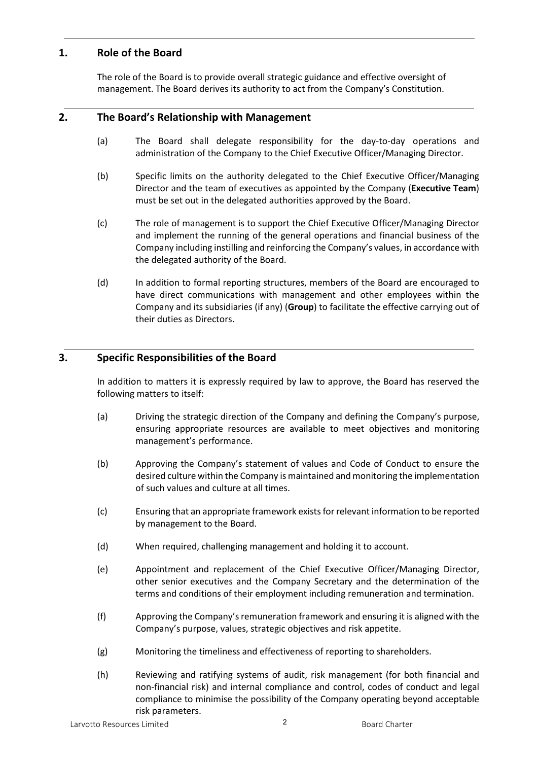## 1. Role of the Board

The role of the Board is to provide overall strategic guidance and effective oversight of management. The Board derives its authority to act from the Company's Constitution.

## 2. The Board's Relationship with Management

(a) The Board shall delegate responsibility for the day-to-day operations and administration of the Company to the Chief Executive Officer/Managing Director.

(b) Specific limits on the authority delegated to the Chief Executive Officer/Managing Director and the team of executives as appointed by the Company (**Executive Team**) must be set out in the delegated authorities approved by the Board.

(c) The role of management is to support the Chief Executive Officer/Managing Director and implement the running of the general operations and financial business of the Company including instilling and reinforcing the Company's values, in accordance with the delegated authority of the Board.

(d) In addition to formal reporting structures, members of the Board are encouraged to have direct communications with management and other employees within the Company and its subsidiaries (if any) (**Group**) to facilitate the effective carrying out of their duties as Directors.

## 3. Specific Responsibilities of the Board

In addition to matters it is expressly required by law to approve, the Board has reserved the following matters to itself:

(a) Driving the strategic direction of the Company and defining the Company's purpose, ensuring appropriate resources are available to meet objectives and monitoring management's performance.

(b) Approving the Company's statement of values and Code of Conduct to ensure the desired culture within the Company is maintained and monitoring the implementation of such values and culture at all times.

(c) Ensuring that an appropriate framework exists for relevant information to be reported by management to the Board.

(d) When required, challenging management and holding it to account.

(e) Appointment and replacement of the Chief Executive Officer/Managing Director, other senior executives and the Company Secretary and the determination of the terms and conditions of their employment including remuneration and termination.

(f) Approving the Company's remuneration framework and ensuring it is aligned with the Company's purpose, values, strategic objectives and risk appetite.

(g) Monitoring the timeliness and effectiveness of reporting to shareholders.

(h) Reviewing and ratifying systems of audit, risk management (for both financial and non-financial risk) and internal compliance and control, codes of conduct and legal compliance to minimise the possibility of the Company operating beyond acceptable risk parameters.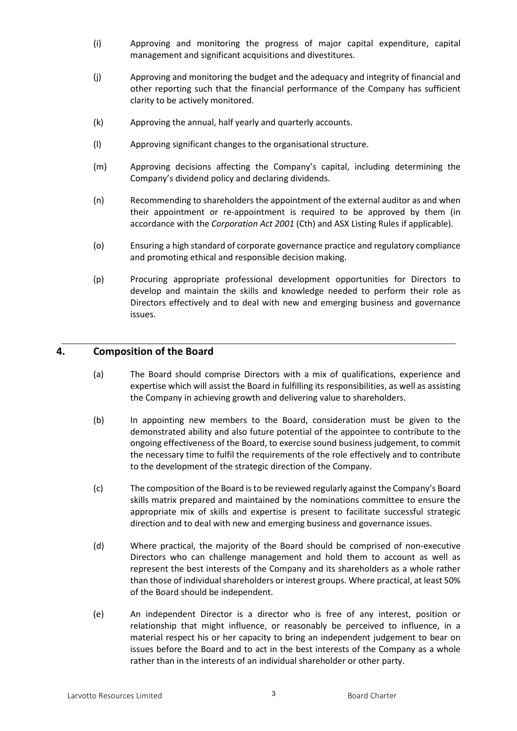(i) Approving and monitoring the progress of major capital expenditure, capital management and significant acquisitions and divestitures.

(j) Approving and monitoring the budget and the adequacy and integrity of financial and other reporting such that the financial performance of the Company has sufficient clarity to be actively monitored.

(k) Approving the annual, half yearly and quarterly accounts.

(l) Approving significant changes to the organisational structure.

(m) Approving decisions affecting the Company's capital, including determining the Company's dividend policy and declaring dividends.

(n) Recommending to shareholders the appointment of the external auditor as and when their appointment or re-appointment is required to be approved by them (in accordance with the *Corporation Act 2001* (Cth) and ASX Listing Rules if applicable).

(o) Ensuring a high standard of corporate governance practice and regulatory compliance and promoting ethical and responsible decision making.

(p) Procuring appropriate professional development opportunities for Directors to develop and maintain the skills and knowledge needed to perform their role as Directors effectively and to deal with new and emerging business and governance issues.

## 4. Composition of the Board

(a) The Board should comprise Directors with a mix of qualifications, experience and expertise which will assist the Board in fulfilling its responsibilities, as well as assisting the Company in achieving growth and delivering value to shareholders.

(b) In appointing new members to the Board, consideration must be given to the demonstrated ability and also future potential of the appointee to contribute to the ongoing effectiveness of the Board, to exercise sound business judgement, to commit the necessary time to fulfil the requirements of the role effectively and to contribute to the development of the strategic direction of the Company.

(c) The composition of the Board is to be reviewed regularly against the Company's Board skills matrix prepared and maintained by the nominations committee to ensure the appropriate mix of skills and expertise is present to facilitate successful strategic direction and to deal with new and emerging business and governance issues.

(d) Where practical, the majority of the Board should be comprised of non-executive Directors who can challenge management and hold them to account as well as represent the best interests of the Company and its shareholders as a whole rather than those of individual shareholders or interest groups. Where practical, at least 50% of the Board should be independent.

(e) An independent Director is a director who is free of any interest, position or relationship that might influence, or reasonably be perceived to influence, in a material respect his or her capacity to bring an independent judgement to bear on issues before the Board and to act in the best interests of the Company as a whole rather than in the interests of an individual shareholder or other party.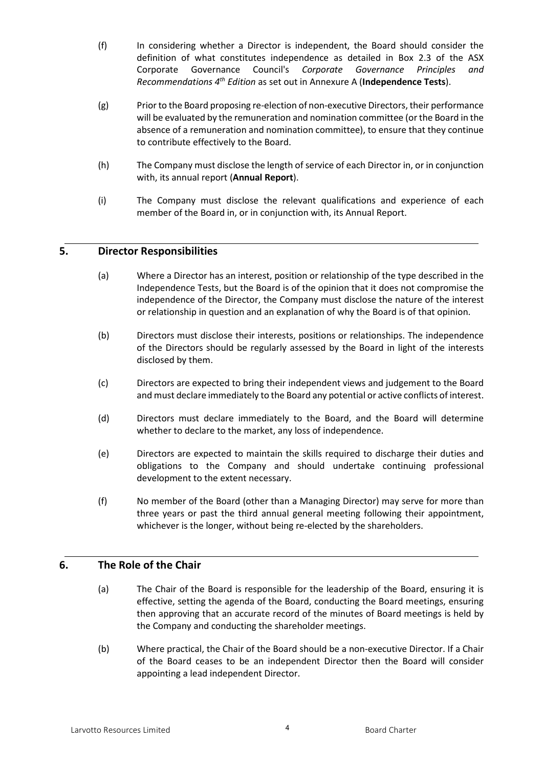(f) In considering whether a Director is independent, the Board should consider the definition of what constitutes independence as detailed in Box 2.3 of the ASX Corporate Governance Council's *Corporate Governance Principles and Recommendations 4th Edition* as set out in Annexure A (**Independence Tests**).

(g) Prior to the Board proposing re-election of non-executive Directors, their performance will be evaluated by the remuneration and nomination committee (or the Board in the absence of a remuneration and nomination committee), to ensure that they continue to contribute effectively to the Board.

(h) The Company must disclose the length of service of each Director in, or in conjunction with, its annual report (**Annual Report**).

(i) The Company must disclose the relevant qualifications and experience of each member of the Board in, or in conjunction with, its Annual Report.

## 5. Director Responsibilities

(a) Where a Director has an interest, position or relationship of the type described in the Independence Tests, but the Board is of the opinion that it does not compromise the independence of the Director, the Company must disclose the nature of the interest or relationship in question and an explanation of why the Board is of that opinion.

(b) Directors must disclose their interests, positions or relationships. The independence of the Directors should be regularly assessed by the Board in light of the interests disclosed by them.

(c) Directors are expected to bring their independent views and judgement to the Board and must declare immediately to the Board any potential or active conflicts of interest.

(d) Directors must declare immediately to the Board, and the Board will determine whether to declare to the market, any loss of independence.

(e) Directors are expected to maintain the skills required to discharge their duties and obligations to the Company and should undertake continuing professional development to the extent necessary.

(f) No member of the Board (other than a Managing Director) may serve for more than three years or past the third annual general meeting following their appointment, whichever is the longer, without being re-elected by the shareholders.

## 6. The Role of the Chair

(a) The Chair of the Board is responsible for the leadership of the Board, ensuring it is effective, setting the agenda of the Board, conducting the Board meetings, ensuring then approving that an accurate record of the minutes of Board meetings is held by the Company and conducting the shareholder meetings.

(b) Where practical, the Chair of the Board should be a non-executive Director. If a Chair of the Board ceases to be an independent Director then the Board will consider appointing a lead independent Director.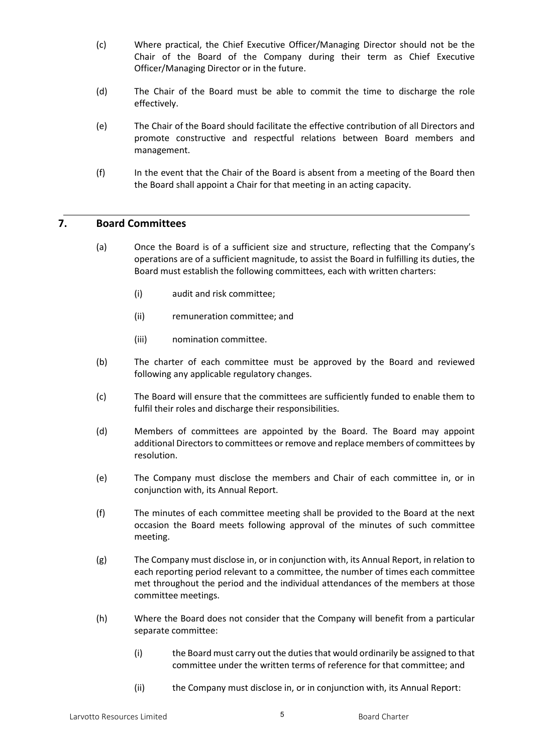(c) Where practical, the Chief Executive Officer/Managing Director should not be the Chair of the Board of the Company during their term as Chief Executive Officer/Managing Director or in the future.

(d) The Chair of the Board must be able to commit the time to discharge the role effectively.

(e) The Chair of the Board should facilitate the effective contribution of all Directors and promote constructive and respectful relations between Board members and management.

(f) In the event that the Chair of the Board is absent from a meeting of the Board then the Board shall appoint a Chair for that meeting in an acting capacity.

---

## 7. Board Committees

(a) Once the Board is of a sufficient size and structure, reflecting that the Company's operations are of a sufficient magnitude, to assist the Board in fulfilling its duties, the Board must establish the following committees, each with written charters:

- (i) audit and risk committee;
- (ii) remuneration committee; and
- (iii) nomination committee.

(b) The charter of each committee must be approved by the Board and reviewed following any applicable regulatory changes.

(c) The Board will ensure that the committees are sufficiently funded to enable them to fulfil their roles and discharge their responsibilities.

(d) Members of committees are appointed by the Board. The Board may appoint additional Directors to committees or remove and replace members of committees by resolution.

(e) The Company must disclose the members and Chair of each committee in, or in conjunction with, its Annual Report.

(f) The minutes of each committee meeting shall be provided to the Board at the next occasion the Board meets following approval of the minutes of such committee meeting.

(g) The Company must disclose in, or in conjunction with, its Annual Report, in relation to each reporting period relevant to a committee, the number of times each committee met throughout the period and the individual attendances of the members at those committee meetings.

(h) Where the Board does not consider that the Company will benefit from a particular separate committee:

- (i) the Board must carry out the duties that would ordinarily be assigned to that committee under the written terms of reference for that committee; and
- (ii) the Company must disclose in, or in conjunction with, its Annual Report: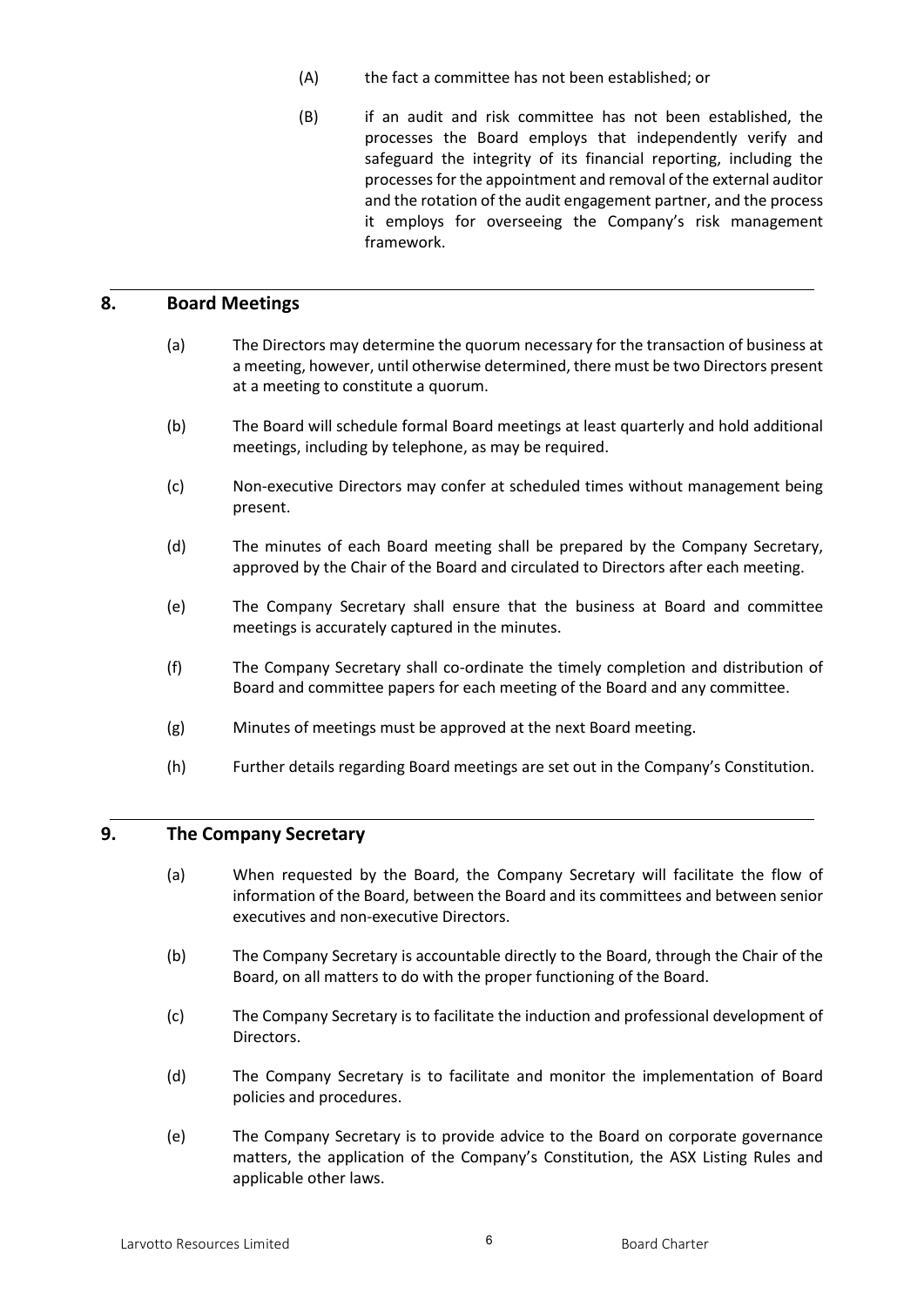(A) the fact a committee has not been established; or

(B) if an audit and risk committee has not been established, the processes the Board employs that independently verify and safeguard the integrity of its financial reporting, including the processes for the appointment and removal of the external auditor and the rotation of the audit engagement partner, and the process it employs for overseeing the Company's risk management framework.

## 8. Board Meetings

(a) The Directors may determine the quorum necessary for the transaction of business at a meeting, however, until otherwise determined, there must be two Directors present at a meeting to constitute a quorum.

(b) The Board will schedule formal Board meetings at least quarterly and hold additional meetings, including by telephone, as may be required.

(c) Non-executive Directors may confer at scheduled times without management being present.

(d) The minutes of each Board meeting shall be prepared by the Company Secretary, approved by the Chair of the Board and circulated to Directors after each meeting.

(e) The Company Secretary shall ensure that the business at Board and committee meetings is accurately captured in the minutes.

(f) The Company Secretary shall co-ordinate the timely completion and distribution of Board and committee papers for each meeting of the Board and any committee.

(g) Minutes of meetings must be approved at the next Board meeting.

(h) Further details regarding Board meetings are set out in the Company's Constitution.

## 9. The Company Secretary

(a) When requested by the Board, the Company Secretary will facilitate the flow of information of the Board, between the Board and its committees and between senior executives and non-executive Directors.

(b) The Company Secretary is accountable directly to the Board, through the Chair of the Board, on all matters to do with the proper functioning of the Board.

(c) The Company Secretary is to facilitate the induction and professional development of Directors.

(d) The Company Secretary is to facilitate and monitor the implementation of Board policies and procedures.

(e) The Company Secretary is to provide advice to the Board on corporate governance matters, the application of the Company's Constitution, the ASX Listing Rules and applicable other laws.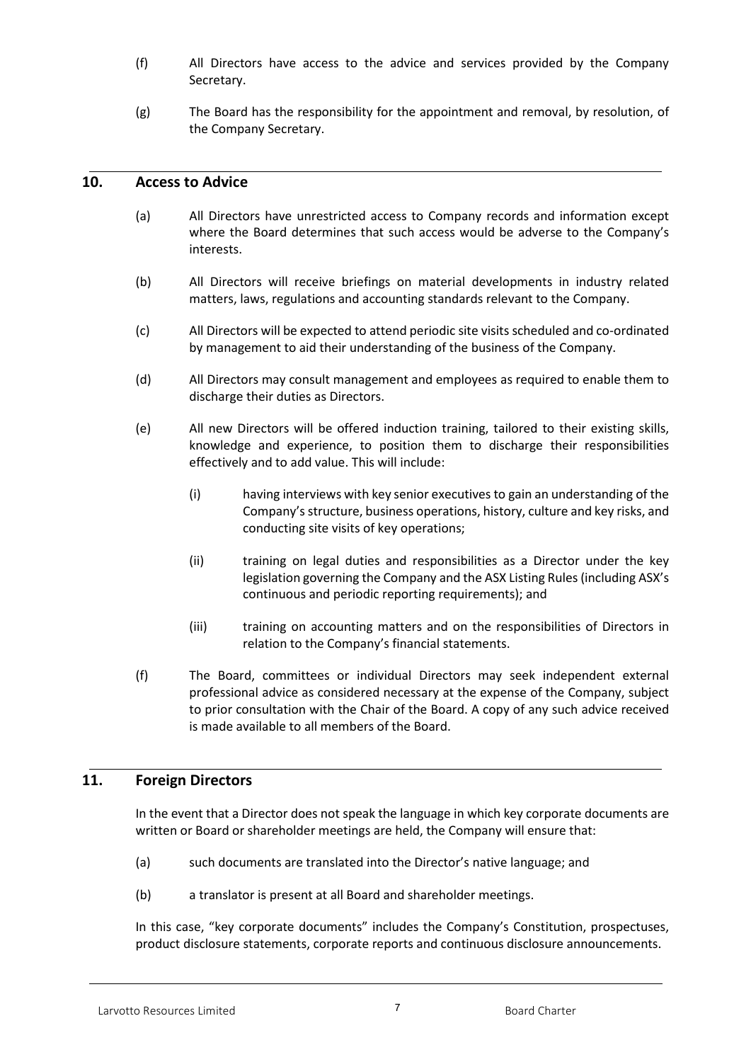(f) All Directors have access to the advice and services provided by the Company Secretary.

(g) The Board has the responsibility for the appointment and removal, by resolution, of the Company Secretary.

## 10. Access to Advice

(a) All Directors have unrestricted access to Company records and information except where the Board determines that such access would be adverse to the Company's interests.

(b) All Directors will receive briefings on material developments in industry related matters, laws, regulations and accounting standards relevant to the Company.

(c) All Directors will be expected to attend periodic site visits scheduled and co-ordinated by management to aid their understanding of the business of the Company.

(d) All Directors may consult management and employees as required to enable them to discharge their duties as Directors.

(e) All new Directors will be offered induction training, tailored to their existing skills, knowledge and experience, to position them to discharge their responsibilities effectively and to add value. This will include:

   (i) having interviews with key senior executives to gain an understanding of the Company's structure, business operations, history, culture and key risks, and conducting site visits of key operations;

   (ii) training on legal duties and responsibilities as a Director under the key legislation governing the Company and the ASX Listing Rules (including ASX's continuous and periodic reporting requirements); and

   (iii) training on accounting matters and on the responsibilities of Directors in relation to the Company's financial statements.

(f) The Board, committees or individual Directors may seek independent external professional advice as considered necessary at the expense of the Company, subject to prior consultation with the Chair of the Board. A copy of any such advice received is made available to all members of the Board.

## 11. Foreign Directors

In the event that a Director does not speak the language in which key corporate documents are written or Board or shareholder meetings are held, the Company will ensure that:

(a) such documents are translated into the Director's native language; and

(b) a translator is present at all Board and shareholder meetings.

In this case, "key corporate documents" includes the Company's Constitution, prospectuses, product disclosure statements, corporate reports and continuous disclosure announcements.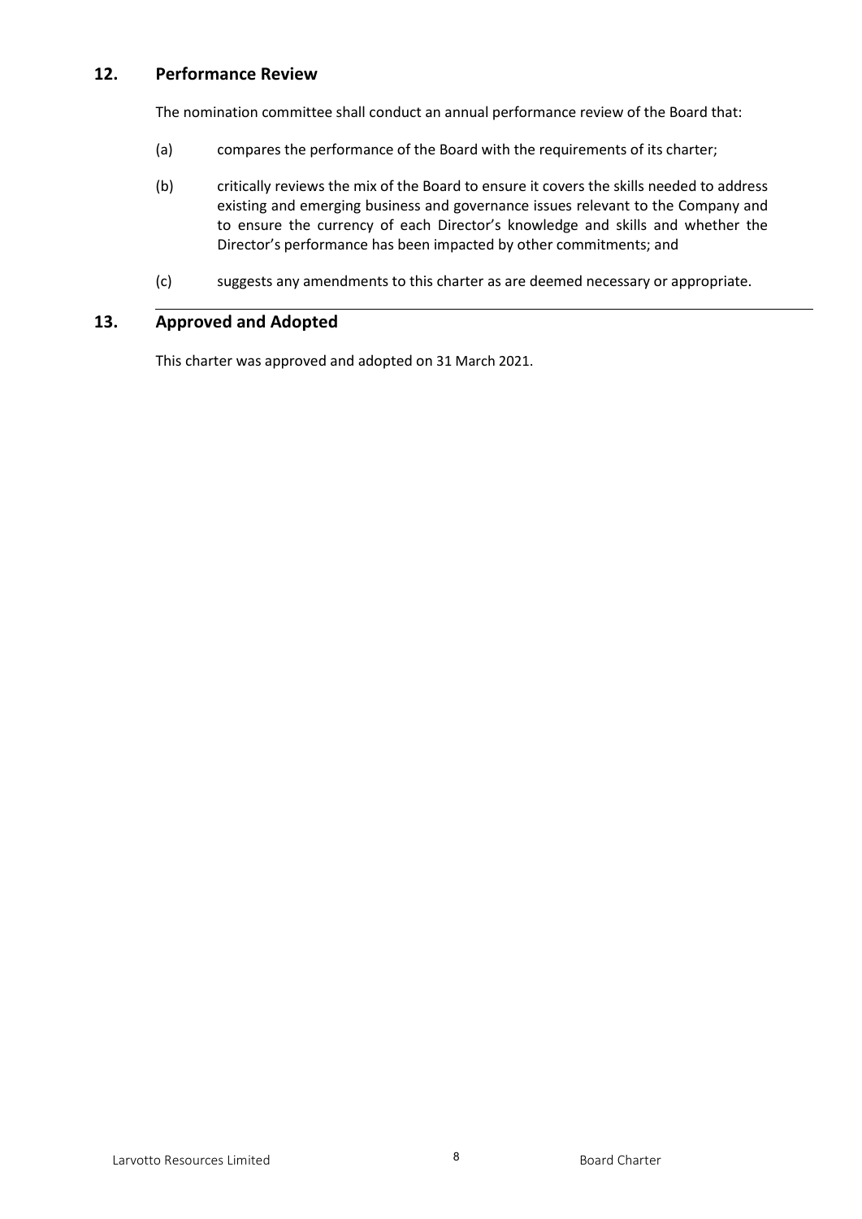## 12. Performance Review

The nomination committee shall conduct an annual performance review of the Board that:

(a) compares the performance of the Board with the requirements of its charter;

(b) critically reviews the mix of the Board to ensure it covers the skills needed to address existing and emerging business and governance issues relevant to the Company and to ensure the currency of each Director's knowledge and skills and whether the Director's performance has been impacted by other commitments; and

(c) suggests any amendments to this charter as are deemed necessary or appropriate.

## 13. Approved and Adopted

This charter was approved and adopted on 31 March 2021.